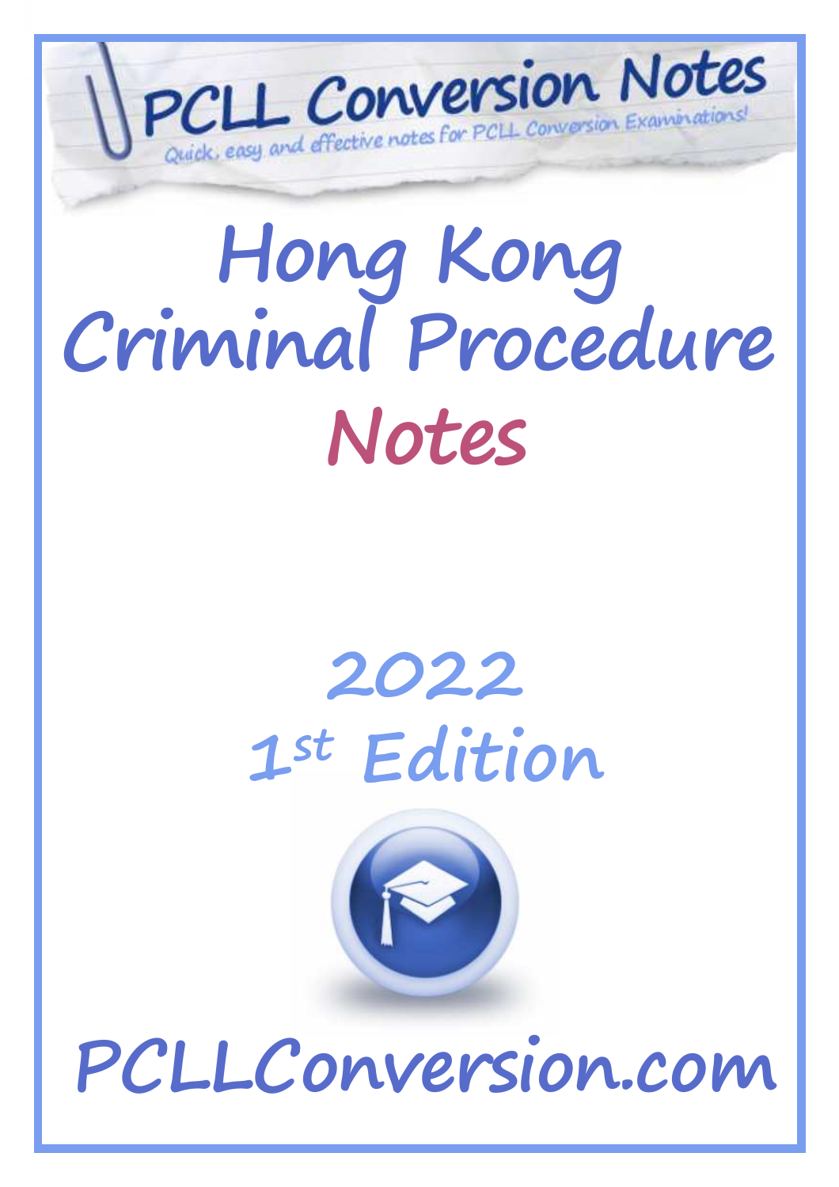PCLL Conversion Notes

*Quick, easy and effective notes for PCLL Conversion Examinations!*

# Hong Kong Criminal Procedure Notes

## 2022
## 1st Edition

PCLLConversion.com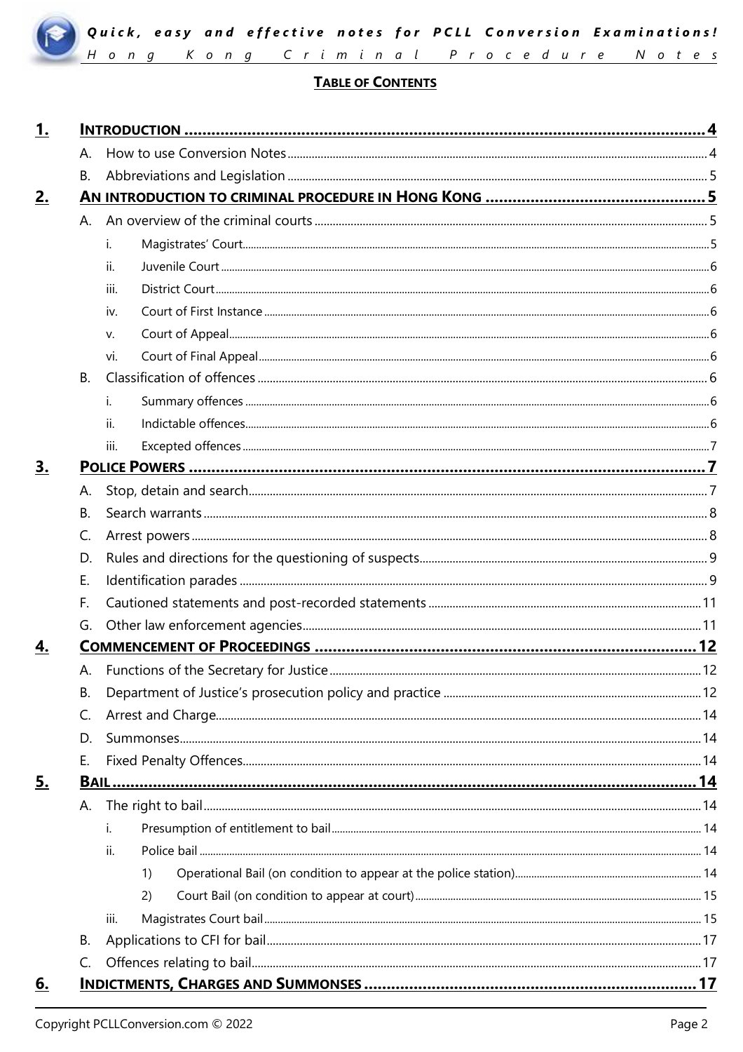**TABLE OF CONTENTS**

| | | Page |
|---|---|---|
| **1.** | **INTRODUCTION** | **4** |
| | A. How to use Conversion Notes | 4 |
| | B. Abbreviations and Legislation | 5 |
| **2.** | **AN INTRODUCTION TO CRIMINAL PROCEDURE IN HONG KONG** | **5** |
| | A. An overview of the criminal courts | 5 |
| | i. Magistrates' Court | 5 |
| | ii. Juvenile Court | 6 |
| | iii. District Court | 6 |
| | iv. Court of First Instance | 6 |
| | v. Court of Appeal | 6 |
| | vi. Court of Final Appeal | 6 |
| | B. Classification of offences | 6 |
| | i. Summary offences | 6 |
| | ii. Indictable offences | 6 |
| | iii. Excepted offences | 7 |
| **3.** | **POLICE POWERS** | **7** |
| | A. Stop, detain and search | 7 |
| | B. Search warrants | 8 |
| | C. Arrest powers | 8 |
| | D. Rules and directions for the questioning of suspects | 9 |
| | E. Identification parades | 9 |
| | F. Cautioned statements and post-recorded statements | 11 |
| | G. Other law enforcement agencies | 11 |
| **4.** | **COMMENCEMENT OF PROCEEDINGS** | **12** |
| | A. Functions of the Secretary for Justice | 12 |
| | B. Department of Justice's prosecution policy and practice | 12 |
| | C. Arrest and Charge | 14 |
| | D. Summonses | 14 |
| | E. Fixed Penalty Offences | 14 |
| **5.** | **BAIL** | **14** |
| | A. The right to bail | 14 |
| | i. Presumption of entitlement to bail | 14 |
| | ii. Police bail | 14 |
| | 1) Operational Bail (on condition to appear at the police station) | 14 |
| | 2) Court Bail (on condition to appear at court) | 15 |
| | iii. Magistrates Court bail | 15 |
| | B. Applications to CFI for bail | 17 |
| | C. Offences relating to bail | 17 |
| **6.** | **INDICTMENTS, CHARGES AND SUMMONSES** | **17** |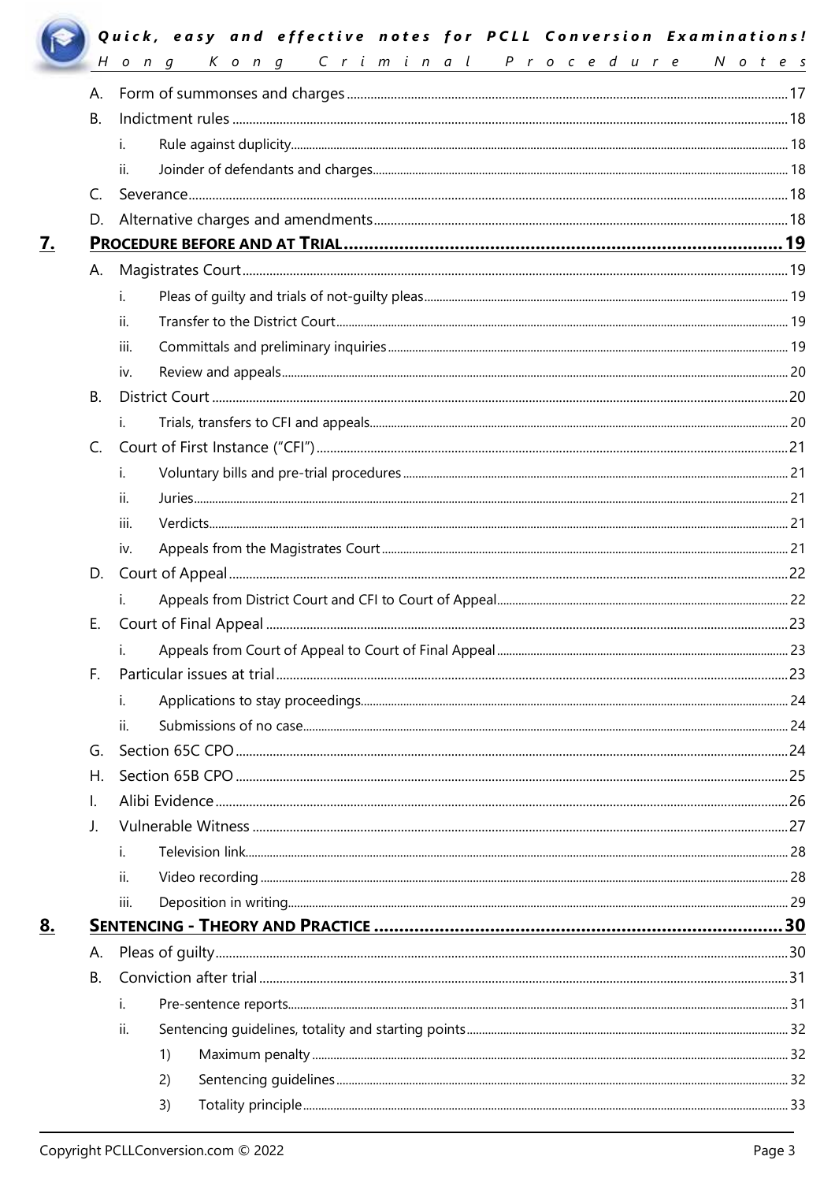- A. Form of summonses and charges ... 17
- B. Indictment rules ... 18
  - i. Rule against duplicity ... 18
  - ii. Joinder of defendants and charges ... 18
- C. Severance ... 18
- D. Alternative charges and amendments ... 18

**7. PROCEDURE BEFORE AND AT TRIAL ... 19**

- A. Magistrates Court ... 19
  - i. Pleas of guilty and trials of not-guilty pleas ... 19
  - ii. Transfer to the District Court ... 19
  - iii. Committals and preliminary inquiries ... 19
  - iv. Review and appeals ... 20
- B. District Court ... 20
  - i. Trials, transfers to CFI and appeals ... 20
- C. Court of First Instance ("CFI") ... 21
  - i. Voluntary bills and pre-trial procedures ... 21
  - ii. Juries ... 21
  - iii. Verdicts ... 21
  - iv. Appeals from the Magistrates Court ... 21
- D. Court of Appeal ... 22
  - i. Appeals from District Court and CFI to Court of Appeal ... 22
- E. Court of Final Appeal ... 23
  - i. Appeals from Court of Appeal to Court of Final Appeal ... 23
- F. Particular issues at trial ... 23
  - i. Applications to stay proceedings ... 24
  - ii. Submissions of no case ... 24
- G. Section 65C CPO ... 24
- H. Section 65B CPO ... 25
- I. Alibi Evidence ... 26
- J. Vulnerable Witness ... 27
  - i. Television link ... 28
  - ii. Video recording ... 28
  - iii. Deposition in writing ... 29

**8. SENTENCING - THEORY AND PRACTICE ... 30**

- A. Pleas of guilty ... 30
- B. Conviction after trial ... 31
  - i. Pre-sentence reports ... 31
  - ii. Sentencing guidelines, totality and starting points ... 32
    - 1) Maximum penalty ... 32
    - 2) Sentencing guidelines ... 32
    - 3) Totality principle ... 33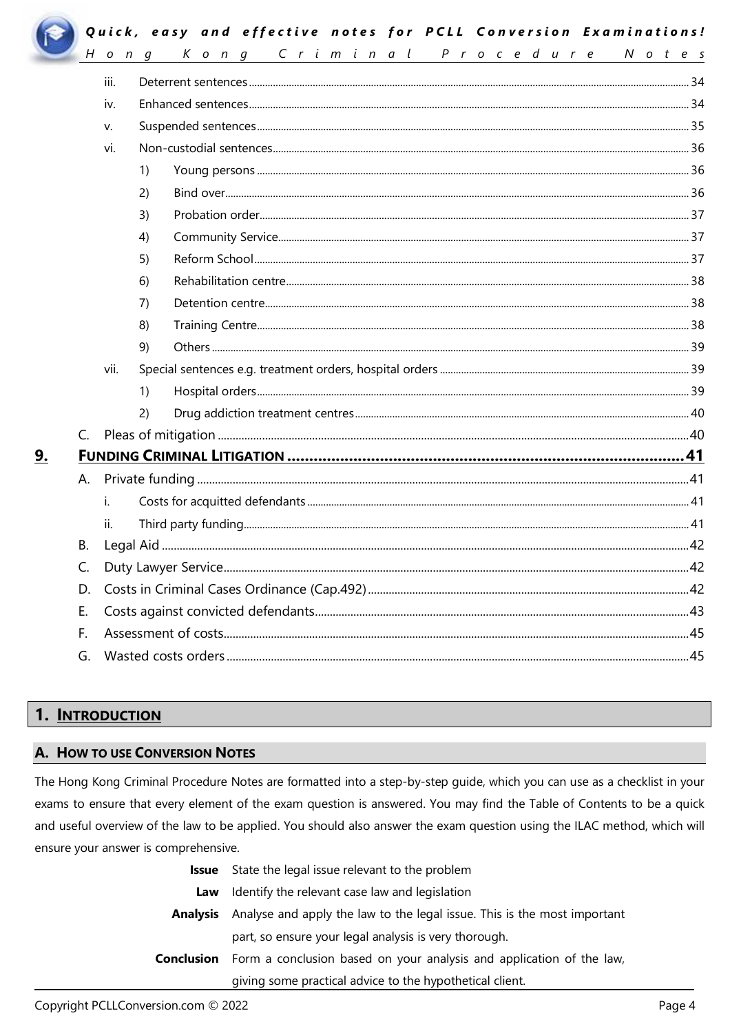- iii. Deterrent sentences ..... 34
- iv. Enhanced sentences ..... 34
- v. Suspended sentences ..... 35
- vi. Non-custodial sentences ..... 36
  - 1) Young persons ..... 36
  - 2) Bind over ..... 36
  - 3) Probation order ..... 37
  - 4) Community Service ..... 37
  - 5) Reform School ..... 37
  - 6) Rehabilitation centre ..... 38
  - 7) Detention centre ..... 38
  - 8) Training Centre ..... 38
  - 9) Others ..... 39
- vii. Special sentences e.g. treatment orders, hospital orders ..... 39
  - 1) Hospital orders ..... 39
  - 2) Drug addiction treatment centres ..... 40

C. Pleas of mitigation ..... 40

**9. FUNDING CRIMINAL LITIGATION ..... 41**

A. Private funding ..... 41
- i. Costs for acquitted defendants ..... 41
- ii. Third party funding ..... 41

B. Legal Aid ..... 42

C. Duty Lawyer Service ..... 42

D. Costs in Criminal Cases Ordinance (Cap.492) ..... 42

E. Costs against convicted defendants ..... 43

F. Assessment of costs ..... 45

G. Wasted costs orders ..... 45

# 1. INTRODUCTION

## A. HOW TO USE CONVERSION NOTES

The Hong Kong Criminal Procedure Notes are formatted into a step-by-step guide, which you can use as a checklist in your exams to ensure that every element of the exam question is answered. You may find the Table of Contents to be a quick and useful overview of the law to be applied. You should also answer the exam question using the ILAC method, which will ensure your answer is comprehensive.

**Issue** State the legal issue relevant to the problem

**Law** Identify the relevant case law and legislation

**Analysis** Analyse and apply the law to the legal issue. This is the most important part, so ensure your legal analysis is very thorough.

**Conclusion** Form a conclusion based on your analysis and application of the law, giving some practical advice to the hypothetical client.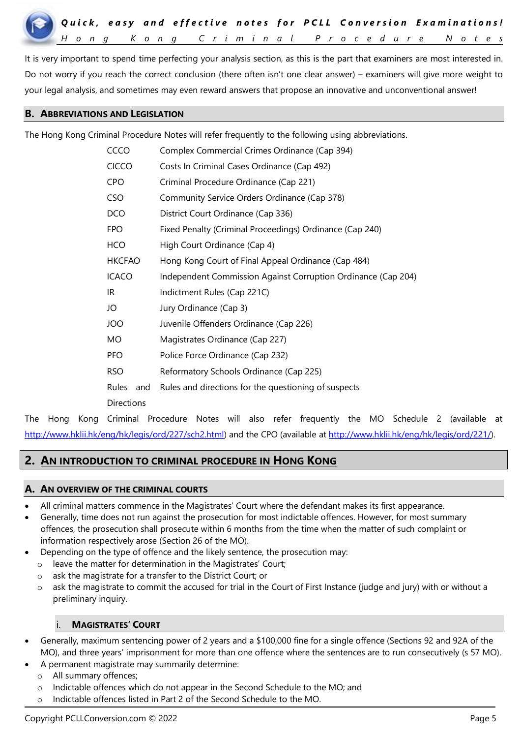It is very important to spend time perfecting your analysis section, as this is the part that examiners are most interested in. Do not worry if you reach the correct conclusion (there often isn't one clear answer) – examiners will give more weight to your legal analysis, and sometimes may even reward answers that propose an innovative and unconventional answer!

## B. Abbreviations and Legislation

The Hong Kong Criminal Procedure Notes will refer frequently to the following using abbreviations.

| | |
|---|---|
| CCCO | Complex Commercial Crimes Ordinance (Cap 394) |
| CICCO | Costs In Criminal Cases Ordinance (Cap 492) |
| CPO | Criminal Procedure Ordinance (Cap 221) |
| CSO | Community Service Orders Ordinance (Cap 378) |
| DCO | District Court Ordinance (Cap 336) |
| FPO | Fixed Penalty (Criminal Proceedings) Ordinance (Cap 240) |
| HCO | High Court Ordinance (Cap 4) |
| HKCFAO | Hong Kong Court of Final Appeal Ordinance (Cap 484) |
| ICACO | Independent Commission Against Corruption Ordinance (Cap 204) |
| IR | Indictment Rules (Cap 221C) |
| JO | Jury Ordinance (Cap 3) |
| JOO | Juvenile Offenders Ordinance (Cap 226) |
| MO | Magistrates Ordinance (Cap 227) |
| PFO | Police Force Ordinance (Cap 232) |
| RSO | Reformatory Schools Ordinance (Cap 225) |
| Rules and Directions | Rules and directions for the questioning of suspects |

The Hong Kong Criminal Procedure Notes will also refer frequently the MO Schedule 2 (available at http://www.hklii.hk/eng/hk/legis/ord/227/sch2.html) and the CPO (available at http://www.hklii.hk/eng/hk/legis/ord/221/).

# 2. An Introduction to Criminal Procedure in Hong Kong

## A. An Overview of the Criminal Courts

- All criminal matters commence in the Magistrates' Court where the defendant makes its first appearance.
- Generally, time does not run against the prosecution for most indictable offences. However, for most summary offences, the prosecution shall prosecute within 6 months from the time when the matter of such complaint or information respectively arose (Section 26 of the MO).
- Depending on the type of offence and the likely sentence, the prosecution may:
  - leave the matter for determination in the Magistrates' Court;
  - ask the magistrate for a transfer to the District Court; or
  - ask the magistrate to commit the accused for trial in the Court of First Instance (judge and jury) with or without a preliminary inquiry.

### i. Magistrates' Court

- Generally, maximum sentencing power of 2 years and a $100,000 fine for a single offence (Sections 92 and 92A of the MO), and three years' imprisonment for more than one offence where the sentences are to run consecutively (s 57 MO).
- A permanent magistrate may summarily determine:
  - All summary offences;
  - Indictable offences which do not appear in the Second Schedule to the MO; and
  - Indictable offences listed in Part 2 of the Second Schedule to the MO.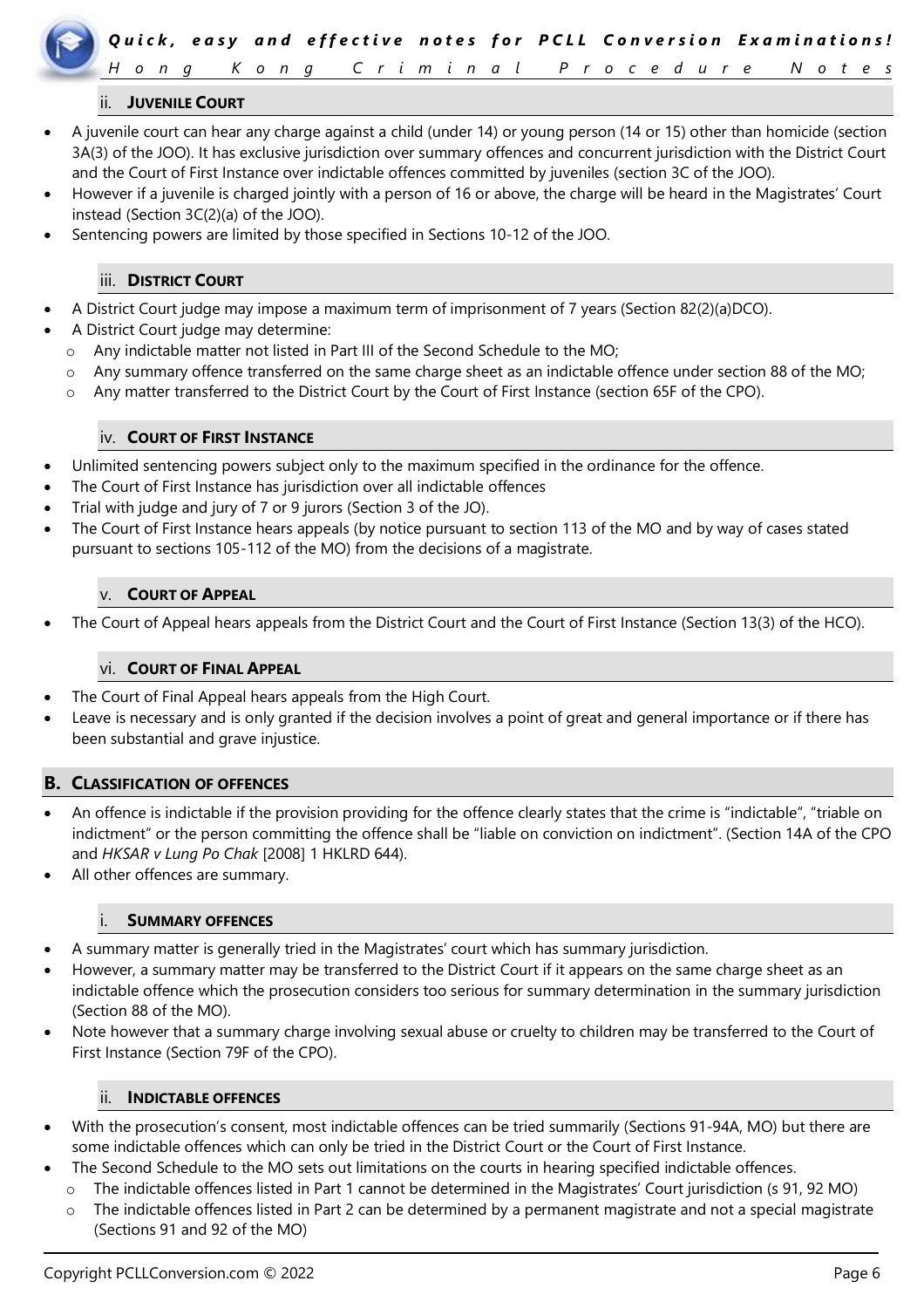### ii. JUVENILE COURT

- A juvenile court can hear any charge against a child (under 14) or young person (14 or 15) other than homicide (section 3A(3) of the JOO). It has exclusive jurisdiction over summary offences and concurrent jurisdiction with the District Court and the Court of First Instance over indictable offences committed by juveniles (section 3C of the JOO).
- However if a juvenile is charged jointly with a person of 16 or above, the charge will be heard in the Magistrates' Court instead (Section 3C(2)(a) of the JOO).
- Sentencing powers are limited by those specified in Sections 10-12 of the JOO.

### iii. DISTRICT COURT

- A District Court judge may impose a maximum term of imprisonment of 7 years (Section 82(2)(a)DCO).
- A District Court judge may determine:
  - Any indictable matter not listed in Part III of the Second Schedule to the MO;
  - Any summary offence transferred on the same charge sheet as an indictable offence under section 88 of the MO;
  - Any matter transferred to the District Court by the Court of First Instance (section 65F of the CPO).

### iv. COURT OF FIRST INSTANCE

- Unlimited sentencing powers subject only to the maximum specified in the ordinance for the offence.
- The Court of First Instance has jurisdiction over all indictable offences
- Trial with judge and jury of 7 or 9 jurors (Section 3 of the JO).
- The Court of First Instance hears appeals (by notice pursuant to section 113 of the MO and by way of cases stated pursuant to sections 105-112 of the MO) from the decisions of a magistrate.

### v. COURT OF APPEAL

- The Court of Appeal hears appeals from the District Court and the Court of First Instance (Section 13(3) of the HCO).

### vi. COURT OF FINAL APPEAL

- The Court of Final Appeal hears appeals from the High Court.
- Leave is necessary and is only granted if the decision involves a point of great and general importance or if there has been substantial and grave injustice.

## B. CLASSIFICATION OF OFFENCES

- An offence is indictable if the provision providing for the offence clearly states that the crime is "indictable", "triable on indictment" or the person committing the offence shall be "liable on conviction on indictment". (Section 14A of the CPO and *HKSAR v Lung Po Chak* [2008] 1 HKLRD 644).
- All other offences are summary.

### i. SUMMARY OFFENCES

- A summary matter is generally tried in the Magistrates' court which has summary jurisdiction.
- However, a summary matter may be transferred to the District Court if it appears on the same charge sheet as an indictable offence which the prosecution considers too serious for summary determination in the summary jurisdiction (Section 88 of the MO).
- Note however that a summary charge involving sexual abuse or cruelty to children may be transferred to the Court of First Instance (Section 79F of the CPO).

### ii. INDICTABLE OFFENCES

- With the prosecution's consent, most indictable offences can be tried summarily (Sections 91-94A, MO) but there are some indictable offences which can only be tried in the District Court or the Court of First Instance.
- The Second Schedule to the MO sets out limitations on the courts in hearing specified indictable offences.
  - The indictable offences listed in Part 1 cannot be determined in the Magistrates' Court jurisdiction (s 91, 92 MO)
  - The indictable offences listed in Part 2 can be determined by a permanent magistrate and not a special magistrate (Sections 91 and 92 of the MO)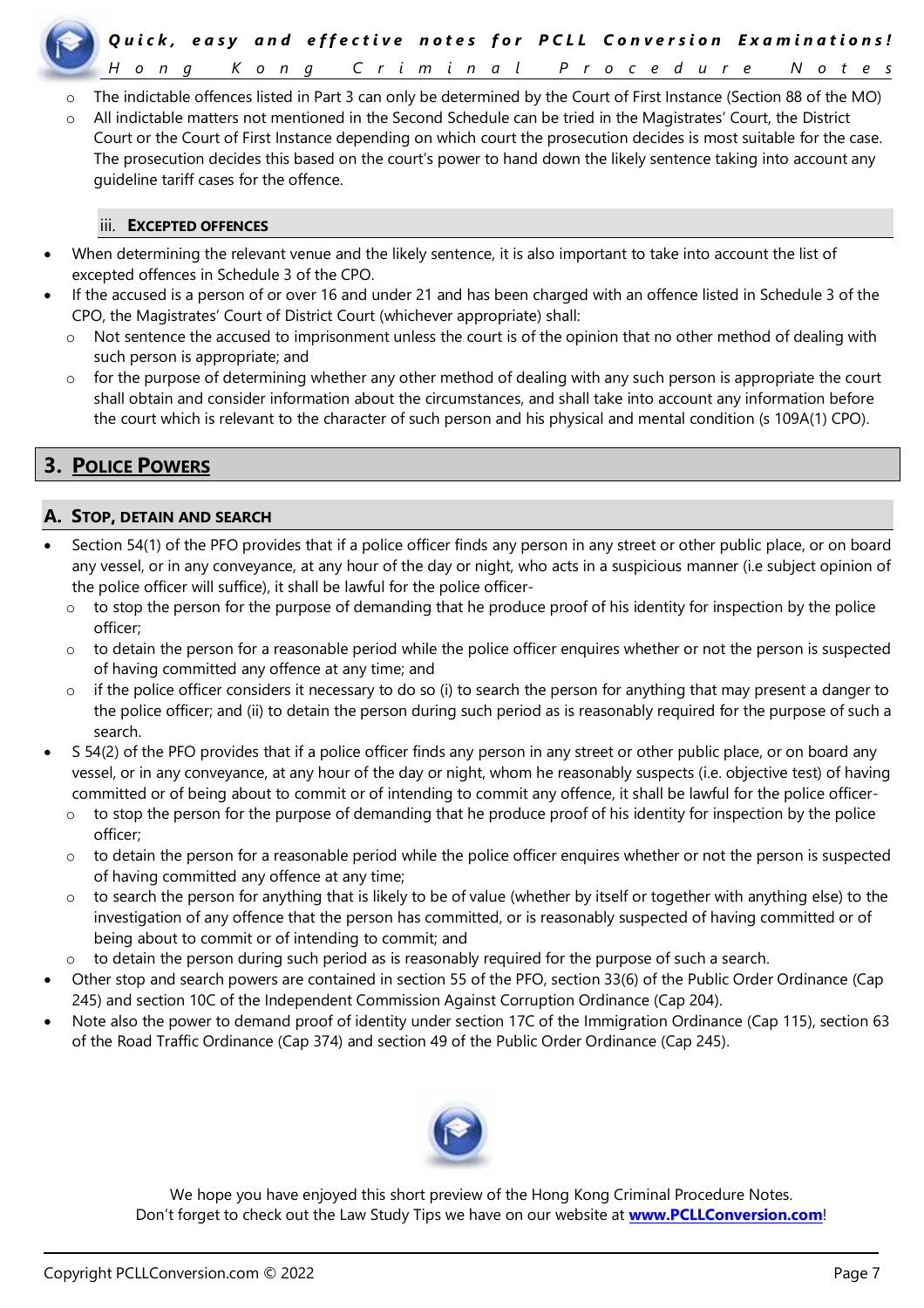- The indictable offences listed in Part 3 can only be determined by the Court of First Instance (Section 88 of the MO)
- All indictable matters not mentioned in the Second Schedule can be tried in the Magistrates' Court, the District Court or the Court of First Instance depending on which court the prosecution decides is most suitable for the case. The prosecution decides this based on the court's power to hand down the likely sentence taking into account any guideline tariff cases for the offence.

### iii. Excepted Offences

- When determining the relevant venue and the likely sentence, it is also important to take into account the list of excepted offences in Schedule 3 of the CPO.
- If the accused is a person of or over 16 and under 21 and has been charged with an offence listed in Schedule 3 of the CPO, the Magistrates' Court of District Court (whichever appropriate) shall:
  - Not sentence the accused to imprisonment unless the court is of the opinion that no other method of dealing with such person is appropriate; and
  - for the purpose of determining whether any other method of dealing with any such person is appropriate the court shall obtain and consider information about the circumstances, and shall take into account any information before the court which is relevant to the character of such person and his physical and mental condition (s 109A(1) CPO).

## 3. Police Powers

### A. Stop, Detain and Search

- Section 54(1) of the PFO provides that if a police officer finds any person in any street or other public place, or on board any vessel, or in any conveyance, at any hour of the day or night, who acts in a suspicious manner (i.e subject opinion of the police officer will suffice), it shall be lawful for the police officer-
  - to stop the person for the purpose of demanding that he produce proof of his identity for inspection by the police officer;
  - to detain the person for a reasonable period while the police officer enquires whether or not the person is suspected of having committed any offence at any time; and
  - if the police officer considers it necessary to do so (i) to search the person for anything that may present a danger to the police officer; and (ii) to detain the person during such period as is reasonably required for the purpose of such a search.
- S 54(2) of the PFO provides that if a police officer finds any person in any street or other public place, or on board any vessel, or in any conveyance, at any hour of the day or night, whom he reasonably suspects (i.e. objective test) of having committed or of being about to commit or of intending to commit any offence, it shall be lawful for the police officer-
  - to stop the person for the purpose of demanding that he produce proof of his identity for inspection by the police officer;
  - to detain the person for a reasonable period while the police officer enquires whether or not the person is suspected of having committed any offence at any time;
  - to search the person for anything that is likely to be of value (whether by itself or together with anything else) to the investigation of any offence that the person has committed, or is reasonably suspected of having committed or of being about to commit or of intending to commit; and
  - to detain the person during such period as is reasonably required for the purpose of such a search.
- Other stop and search powers are contained in section 55 of the PFO, section 33(6) of the Public Order Ordinance (Cap 245) and section 10C of the Independent Commission Against Corruption Ordinance (Cap 204).
- Note also the power to demand proof of identity under section 17C of the Immigration Ordinance (Cap 115), section 63 of the Road Traffic Ordinance (Cap 374) and section 49 of the Public Order Ordinance (Cap 245).

We hope you have enjoyed this short preview of the Hong Kong Criminal Procedure Notes.
Don't forget to check out the Law Study Tips we have on our website at **www.PCLLConversion.com**!